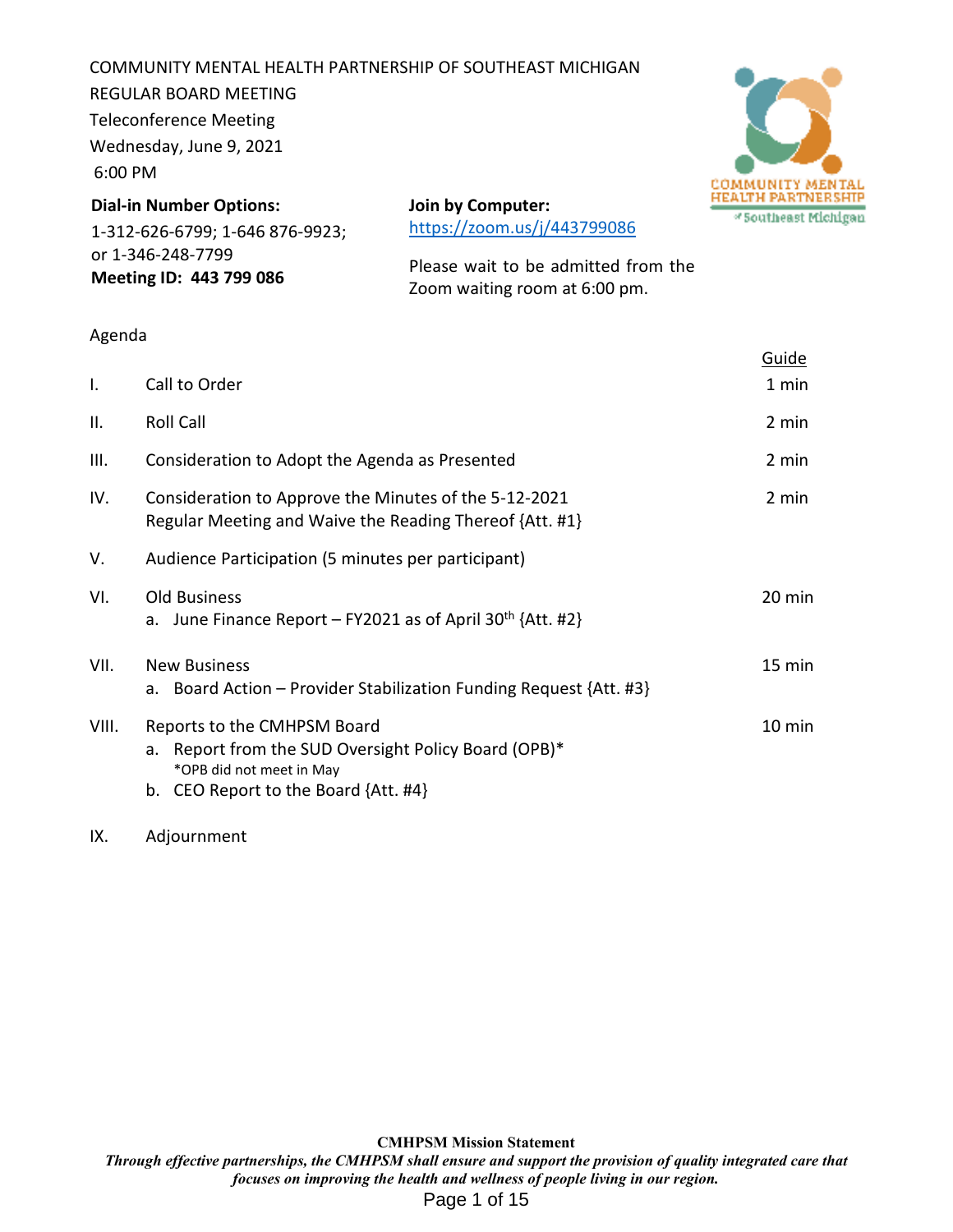COMMUNITY MENTAL HEALTH PARTNERSHIP OF SOUTHEAST MICHIGAN
REGULAR BOARD MEETING
Teleconference Meeting
Wednesday, June 9, 2021
6:00 PM

COMMUNITY MENTAL HEALTH PARTNERSHIP of Southeast Michigan

**Dial-in Number Options:**
1-312-626-6799; 1-646 876-9923; or 1-346-248-7799
**Meeting ID: 443 799 086**

**Join by Computer:**
https://zoom.us/j/443799086

Please wait to be admitted from the Zoom waiting room at 6:00 pm.

Agenda

| | | Guide |
|---|---|---|
| I. | Call to Order | 1 min |
| II. | Roll Call | 2 min |
| III. | Consideration to Adopt the Agenda as Presented | 2 min |
| IV. | Consideration to Approve the Minutes of the 5-12-2021 Regular Meeting and Waive the Reading Thereof {Att. #1} | 2 min |
| V. | Audience Participation (5 minutes per participant) | |
| VI. | Old Business<br>a. June Finance Report – FY2021 as of April 30th {Att. #2} | 20 min |
| VII. | New Business<br>a. Board Action – Provider Stabilization Funding Request {Att. #3} | 15 min |
| VIII. | Reports to the CMHPSM Board<br>a. Report from the SUD Oversight Policy Board (OPB)*<br>*OPB did not meet in May<br>b. CEO Report to the Board {Att. #4} | 10 min |
| IX. | Adjournment | |

**CMHPSM Mission Statement**

***Through effective partnerships, the CMHPSM shall ensure and support the provision of quality integrated care that focuses on improving the health and wellness of people living in our region.***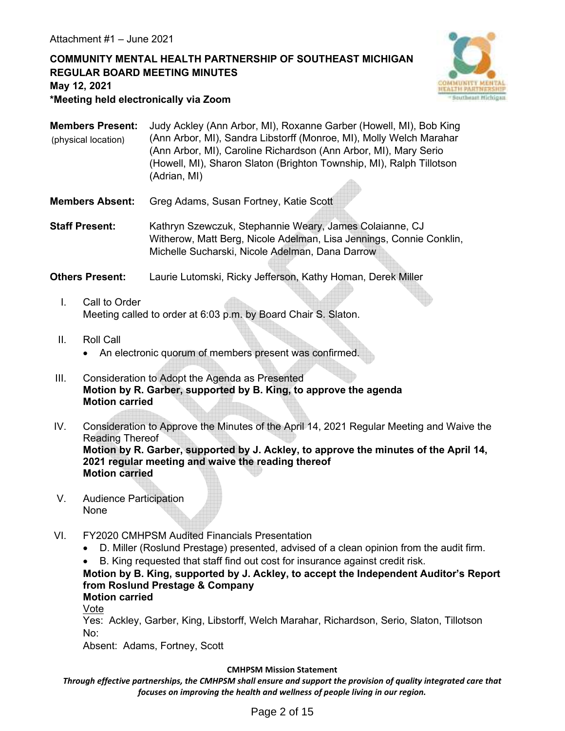Attachment #1 – June 2021

**COMMUNITY MENTAL HEALTH PARTNERSHIP OF SOUTHEAST MICHIGAN**
**REGULAR BOARD MEETING MINUTES**
**May 12, 2021**
***Meeting held electronically via Zoom**

**Members Present:** (physical location) Judy Ackley (Ann Arbor, MI), Roxanne Garber (Howell, MI), Bob King (Ann Arbor, MI), Sandra Libstorff (Monroe, MI), Molly Welch Marahar (Ann Arbor, MI), Caroline Richardson (Ann Arbor, MI), Mary Serio (Howell, MI), Sharon Slaton (Brighton Township, MI), Ralph Tillotson (Adrian, MI)

**Members Absent:** Greg Adams, Susan Fortney, Katie Scott

**Staff Present:** Kathryn Szewczuk, Stephannie Weary, James Colaianne, CJ Witherow, Matt Berg, Nicole Adelman, Lisa Jennings, Connie Conklin, Michelle Sucharski, Nicole Adelman, Dana Darrow

**Others Present:** Laurie Lutomski, Ricky Jefferson, Kathy Homan, Derek Miller

I. Call to Order
Meeting called to order at 6:03 p.m. by Board Chair S. Slaton.

II. Roll Call
- An electronic quorum of members present was confirmed.

III. Consideration to Adopt the Agenda as Presented
**Motion by R. Garber, supported by B. King, to approve the agenda**
**Motion carried**

IV. Consideration to Approve the Minutes of the April 14, 2021 Regular Meeting and Waive the Reading Thereof
**Motion by R. Garber, supported by J. Ackley, to approve the minutes of the April 14, 2021 regular meeting and waive the reading thereof**
**Motion carried**

V. Audience Participation
None

VI. FY2020 CMHPSM Audited Financials Presentation
- D. Miller (Roslund Prestage) presented, advised of a clean opinion from the audit firm.
- B. King requested that staff find out cost for insurance against credit risk.

**Motion by B. King, supported by J. Ackley, to accept the Independent Auditor's Report from Roslund Prestage & Company**
**Motion carried**

Vote
Yes: Ackley, Garber, King, Libstorff, Welch Marahar, Richardson, Serio, Slaton, Tillotson
No:
Absent: Adams, Fortney, Scott

**CMHPSM Mission Statement**
*Through effective partnerships, the CMHPSM shall ensure and support the provision of quality integrated care that focuses on improving the health and wellness of people living in our region.*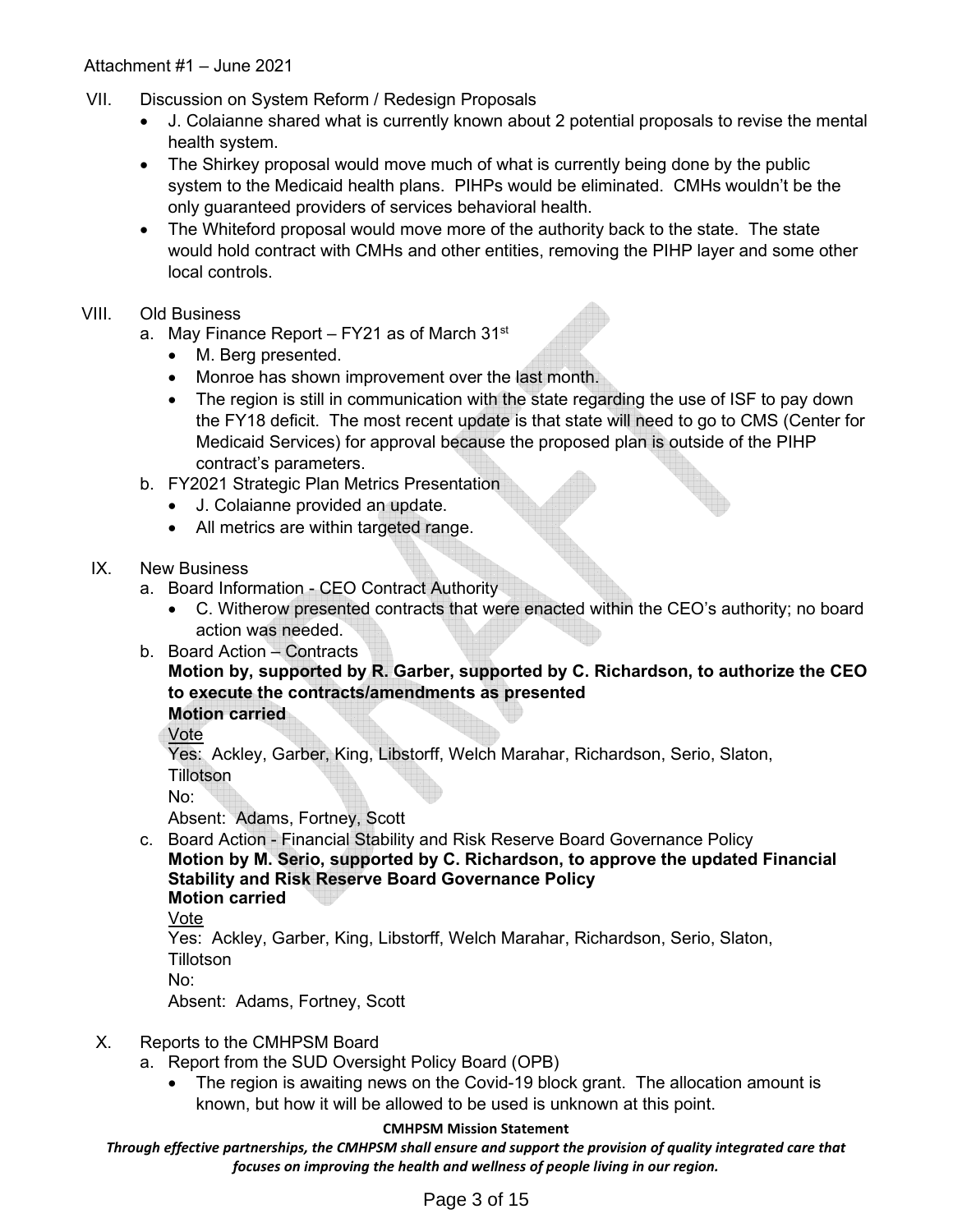Attachment #1 – June 2021

VII. Discussion on System Reform / Redesign Proposals
- J. Colaianne shared what is currently known about 2 potential proposals to revise the mental health system.
- The Shirkey proposal would move much of what is currently being done by the public system to the Medicaid health plans. PIHPs would be eliminated. CMHs wouldn't be the only guaranteed providers of services behavioral health.
- The Whiteford proposal would move more of the authority back to the state. The state would hold contract with CMHs and other entities, removing the PIHP layer and some other local controls.

VIII. Old Business

a. May Finance Report – FY21 as of March 31st
- M. Berg presented.
- Monroe has shown improvement over the last month.
- The region is still in communication with the state regarding the use of ISF to pay down the FY18 deficit. The most recent update is that state will need to go to CMS (Center for Medicaid Services) for approval because the proposed plan is outside of the PIHP contract's parameters.

b. FY2021 Strategic Plan Metrics Presentation
- J. Colaianne provided an update.
- All metrics are within targeted range.

IX. New Business

a. Board Information - CEO Contract Authority
- C. Witherow presented contracts that were enacted within the CEO's authority; no board action was needed.

b. Board Action – Contracts

**Motion by, supported by R. Garber, supported by C. Richardson, to authorize the CEO to execute the contracts/amendments as presented**
**Motion carried**

Vote

Yes: Ackley, Garber, King, Libstorff, Welch Marahar, Richardson, Serio, Slaton, Tillotson

No:

Absent: Adams, Fortney, Scott

c. Board Action - Financial Stability and Risk Reserve Board Governance Policy

**Motion by M. Serio, supported by C. Richardson, to approve the updated Financial Stability and Risk Reserve Board Governance Policy**
**Motion carried**

Vote

Yes: Ackley, Garber, King, Libstorff, Welch Marahar, Richardson, Serio, Slaton, Tillotson

No:

Absent: Adams, Fortney, Scott

X. Reports to the CMHPSM Board

a. Report from the SUD Oversight Policy Board (OPB)
- The region is awaiting news on the Covid-19 block grant. The allocation amount is known, but how it will be allowed to be used is unknown at this point.

**CMHPSM Mission Statement**

***Through effective partnerships, the CMHPSM shall ensure and support the provision of quality integrated care that focuses on improving the health and wellness of people living in our region.***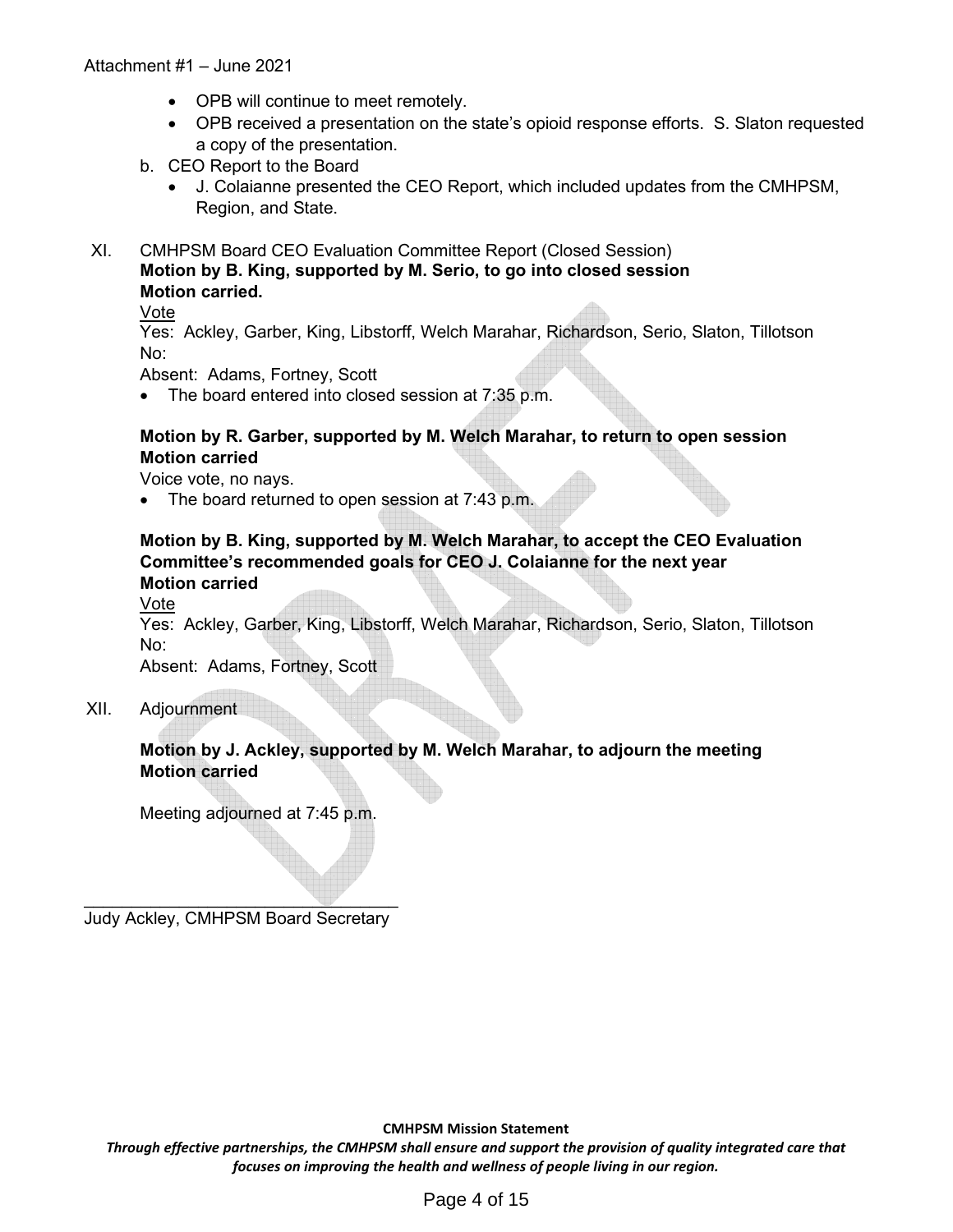- OPB will continue to meet remotely.
- OPB received a presentation on the state's opioid response efforts. S. Slaton requested a copy of the presentation.

b. CEO Report to the Board

- J. Colaianne presented the CEO Report, which included updates from the CMHPSM, Region, and State.

XI. CMHPSM Board CEO Evaluation Committee Report (Closed Session)

**Motion by B. King, supported by M. Serio, to go into closed session**
**Motion carried.**

Vote

Yes: Ackley, Garber, King, Libstorff, Welch Marahar, Richardson, Serio, Slaton, Tillotson
No:
Absent: Adams, Fortney, Scott

- The board entered into closed session at 7:35 p.m.

**Motion by R. Garber, supported by M. Welch Marahar, to return to open session**
**Motion carried**

Voice vote, no nays.

- The board returned to open session at 7:43 p.m.

**Motion by B. King, supported by M. Welch Marahar, to accept the CEO Evaluation Committee's recommended goals for CEO J. Colaianne for the next year**
**Motion carried**

Vote

Yes: Ackley, Garber, King, Libstorff, Welch Marahar, Richardson, Serio, Slaton, Tillotson
No:
Absent: Adams, Fortney, Scott

XII. Adjournment

**Motion by J. Ackley, supported by M. Welch Marahar, to adjourn the meeting**
**Motion carried**

Meeting adjourned at 7:45 p.m.

\_\_\_\_\_\_\_\_\_\_\_\_\_\_\_\_\_\_\_\_\_\_\_\_\_\_\_\_\_\_\_\_\_
Judy Ackley, CMHPSM Board Secretary

**CMHPSM Mission Statement**

***Through effective partnerships, the CMHPSM shall ensure and support the provision of quality integrated care that focuses on improving the health and wellness of people living in our region.***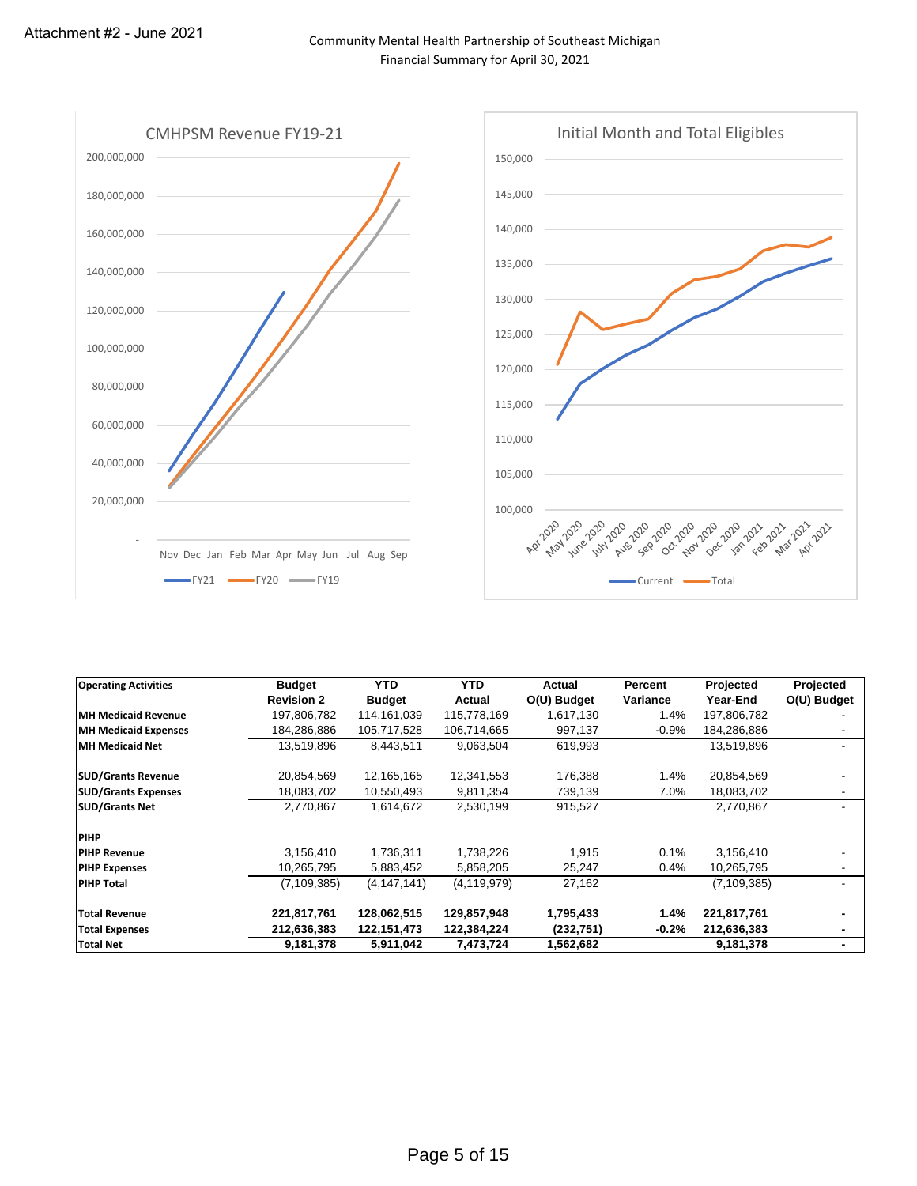Attachment #2 - June 2021

# Community Mental Health Partnership of Southeast Michigan
## Financial Summary for April 30, 2021

**CMHPSM Revenue FY19-21**

**Initial Month and Total Eligibles**

| Operating Activities | Budget Revision 2 | YTD Budget | YTD Actual | Actual O(U) Budget | Percent Variance | Projected Year-End | Projected O(U) Budget |
|---|---|---|---|---|---|---|---|
| **MH Medicaid Revenue** | 197,806,782 | 114,161,039 | 115,778,169 | 1,617,130 | 1.4% | 197,806,782 | - |
| **MH Medicaid Expenses** | 184,286,886 | 105,717,528 | 106,714,665 | 997,137 | -0.9% | 184,286,886 | - |
| **MH Medicaid Net** | 13,519,896 | 8,443,511 | 9,063,504 | 619,993 | | 13,519,896 | - |
| | | | | | | | |
| **SUD/Grants Revenue** | 20,854,569 | 12,165,165 | 12,341,553 | 176,388 | 1.4% | 20,854,569 | - |
| **SUD/Grants Expenses** | 18,083,702 | 10,550,493 | 9,811,354 | 739,139 | 7.0% | 18,083,702 | - |
| **SUD/Grants Net** | 2,770,867 | 1,614,672 | 2,530,199 | 915,527 | | 2,770,867 | - |
| | | | | | | | |
| **PIHP** | | | | | | | |
| **PIHP Revenue** | 3,156,410 | 1,736,311 | 1,738,226 | 1,915 | 0.1% | 3,156,410 | - |
| **PIHP Expenses** | 10,265,795 | 5,883,452 | 5,858,205 | 25,247 | 0.4% | 10,265,795 | - |
| **PIHP Total** | (7,109,385) | (4,147,141) | (4,119,979) | 27,162 | | (7,109,385) | - |
| | | | | | | | |
| **Total Revenue** | **221,817,761** | **128,062,515** | **129,857,948** | **1,795,433** | **1.4%** | **221,817,761** | **-** |
| **Total Expenses** | **212,636,383** | **122,151,473** | **122,384,224** | **(232,751)** | **-0.2%** | **212,636,383** | **-** |
| **Total Net** | **9,181,378** | **5,911,042** | **7,473,724** | **1,562,682** | | **9,181,378** | **-** |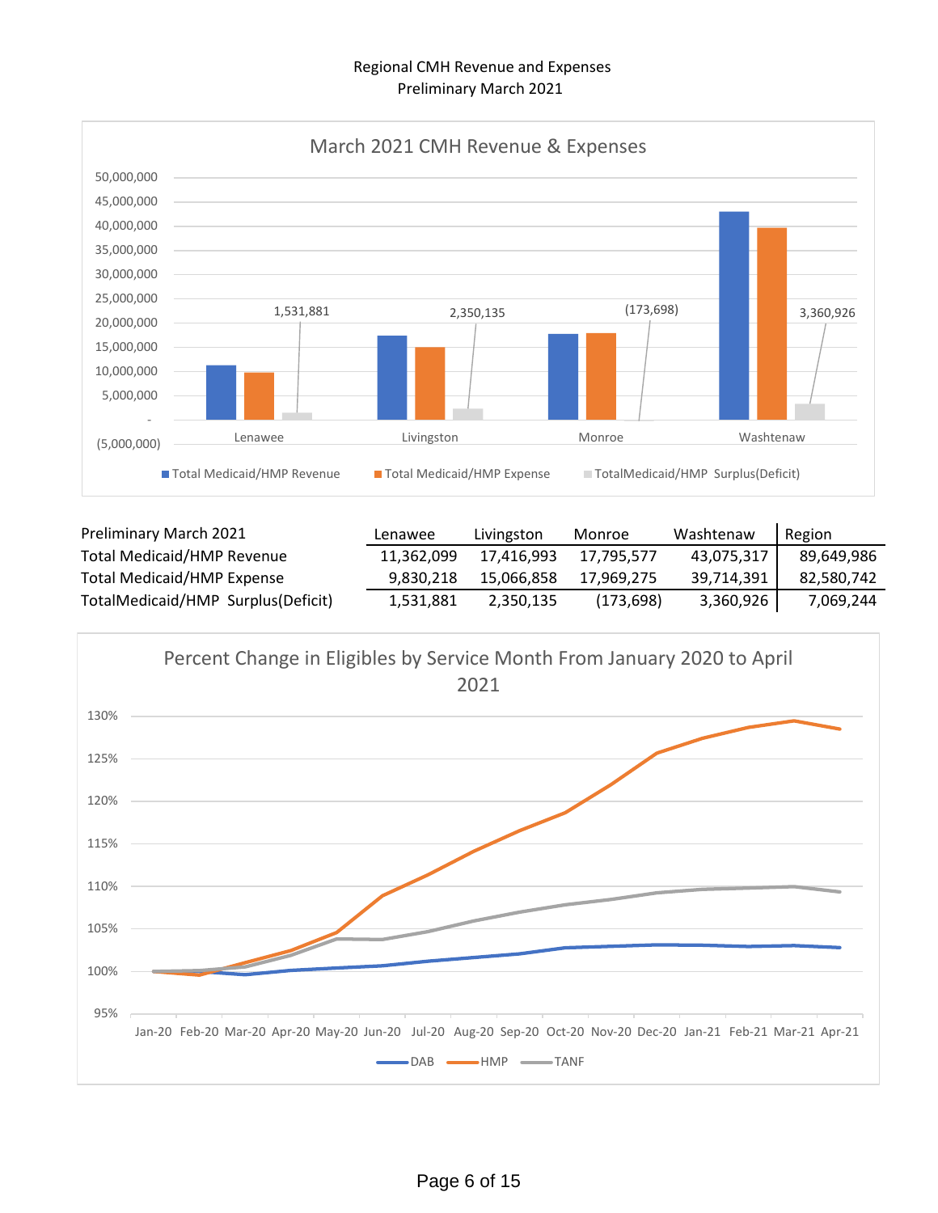Regional CMH Revenue and Expenses
Preliminary March 2021

March 2021 CMH Revenue & Expenses

| | Lenawee | Livingston | Monroe | Washtenaw |
|---|---|---|---|---|
| Total Medicaid/HMP Revenue | | | | |
| Total Medicaid/HMP Expense | | | | |
| TotalMedicaid/HMP Surplus(Deficit) | 1,531,881 | 2,350,135 | (173,698) | 3,360,926 |

| Preliminary March 2021 | Lenawee | Livingston | Monroe | Washtenaw | Region |
|---|---|---|---|---|---|
| Total Medicaid/HMP Revenue | 11,362,099 | 17,416,993 | 17,795,577 | 43,075,317 | 89,649,986 |
| Total Medicaid/HMP Expense | 9,830,218 | 15,066,858 | 17,969,275 | 39,714,391 | 82,580,742 |
| TotalMedicaid/HMP Surplus(Deficit) | 1,531,881 | 2,350,135 | (173,698) | 3,360,926 | 7,069,244 |

Percent Change in Eligibles by Service Month From January 2020 to April 2021

(Line chart: DAB, HMP, TANF; Jan-20 through Apr-21; y-axis 95% to 130%)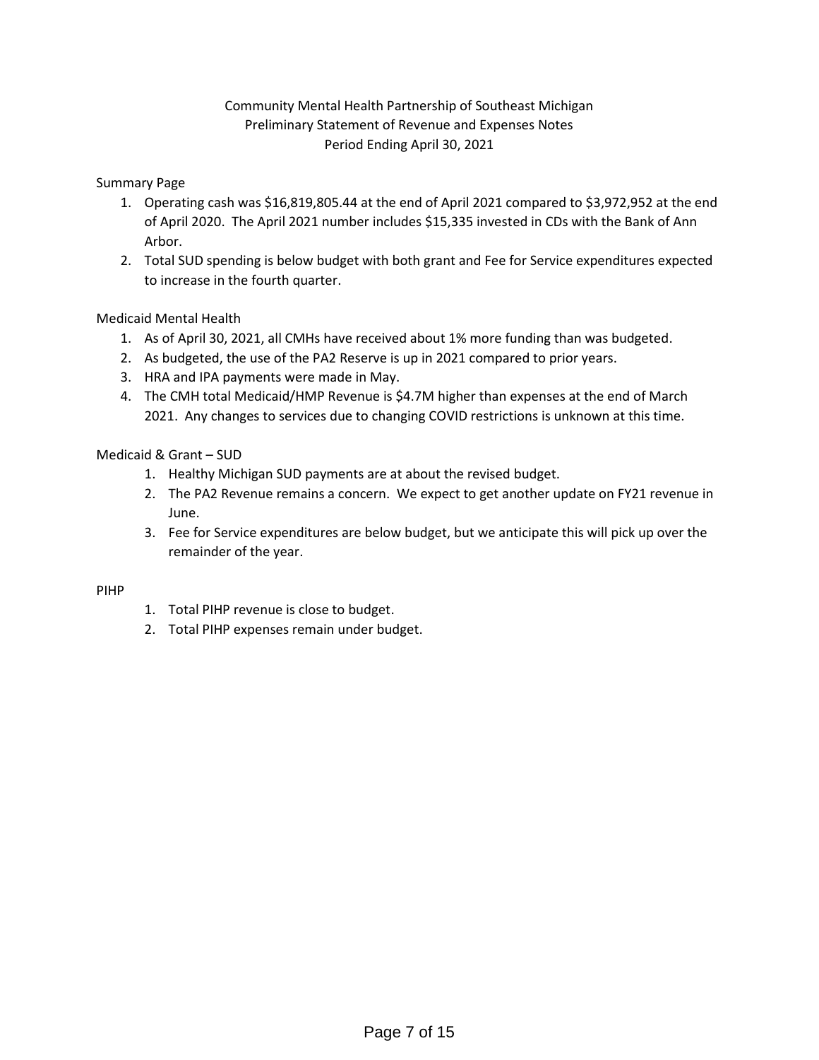Community Mental Health Partnership of Southeast Michigan
Preliminary Statement of Revenue and Expenses Notes
Period Ending April 30, 2021

Summary Page

1. Operating cash was $16,819,805.44 at the end of April 2021 compared to $3,972,952 at the end of April 2020. The April 2021 number includes $15,335 invested in CDs with the Bank of Ann Arbor.
2. Total SUD spending is below budget with both grant and Fee for Service expenditures expected to increase in the fourth quarter.

Medicaid Mental Health

1. As of April 30, 2021, all CMHs have received about 1% more funding than was budgeted.
2. As budgeted, the use of the PA2 Reserve is up in 2021 compared to prior years.
3. HRA and IPA payments were made in May.
4. The CMH total Medicaid/HMP Revenue is $4.7M higher than expenses at the end of March 2021. Any changes to services due to changing COVID restrictions is unknown at this time.

Medicaid & Grant – SUD

1. Healthy Michigan SUD payments are at about the revised budget.
2. The PA2 Revenue remains a concern. We expect to get another update on FY21 revenue in June.
3. Fee for Service expenditures are below budget, but we anticipate this will pick up over the remainder of the year.

PIHP

1. Total PIHP revenue is close to budget.
2. Total PIHP expenses remain under budget.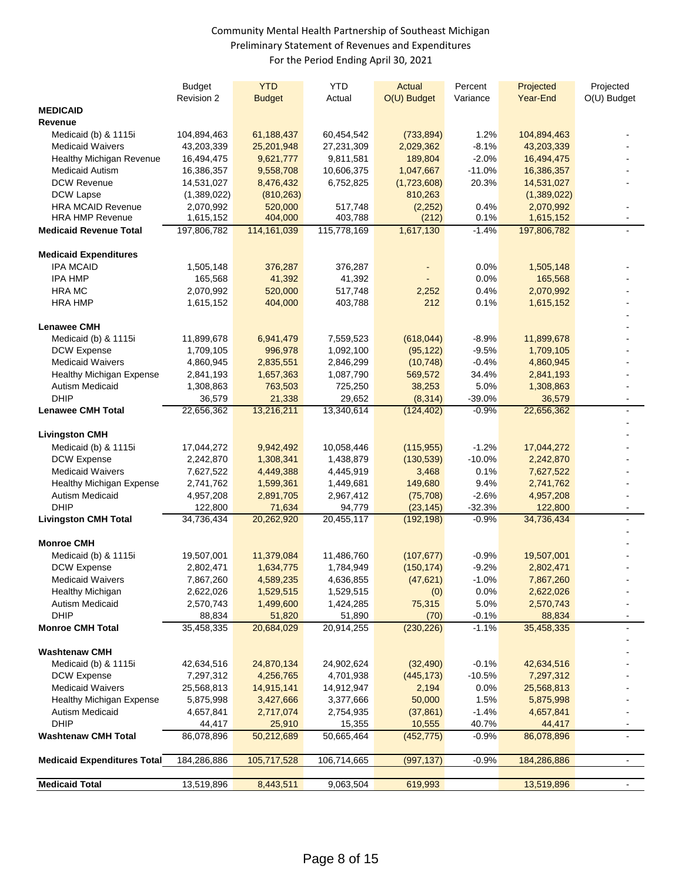Community Mental Health Partnership of Southeast Michigan
Preliminary Statement of Revenues and Expenditures
For the Period Ending April 30, 2021

| | Budget Revision 2 | YTD Budget | YTD Actual | Actual O(U) Budget | Percent Variance | Projected Year-End | Projected O(U) Budget |
|---|---|---|---|---|---|---|---|
| **MEDICAID** | | | | | | | |
| **Revenue** | | | | | | | |
| Medicaid (b) & 1115i | 104,894,463 | 61,188,437 | 60,454,542 | (733,894) | 1.2% | 104,894,463 | - |
| Medicaid Waivers | 43,203,339 | 25,201,948 | 27,231,309 | 2,029,362 | -8.1% | 43,203,339 | - |
| Healthy Michigan Revenue | 16,494,475 | 9,621,777 | 9,811,581 | 189,804 | -2.0% | 16,494,475 | - |
| Medicaid Autism | 16,386,357 | 9,558,708 | 10,606,375 | 1,047,667 | -11.0% | 16,386,357 | - |
| DCW Revenue | 14,531,027 | 8,476,432 | 6,752,825 | (1,723,608) | 20.3% | 14,531,027 | - |
| DCW Lapse | (1,389,022) | (810,263) | | 810,263 | | (1,389,022) | |
| HRA MCAID Revenue | 2,070,992 | 520,000 | 517,748 | (2,252) | 0.4% | 2,070,992 | - |
| HRA HMP Revenue | 1,615,152 | 404,000 | 403,788 | (212) | 0.1% | 1,615,152 | - |
| **Medicaid Revenue Total** | 197,806,782 | 114,161,039 | 115,778,169 | 1,617,130 | -1.4% | 197,806,782 | - |
| | | | | | | | |
| **Medicaid Expenditures** | | | | | | | |
| IPA MCAID | 1,505,148 | 376,287 | 376,287 | - | 0.0% | 1,505,148 | - |
| IPA HMP | 165,568 | 41,392 | 41,392 | - | 0.0% | 165,568 | - |
| HRA MC | 2,070,992 | 520,000 | 517,748 | 2,252 | 0.4% | 2,070,992 | - |
| HRA HMP | 1,615,152 | 404,000 | 403,788 | 212 | 0.1% | 1,615,152 | - |
| | | | | | | | - |
| **Lenawee CMH** | | | | | | | - |
| Medicaid (b) & 1115i | 11,899,678 | 6,941,479 | 7,559,523 | (618,044) | -8.9% | 11,899,678 | - |
| DCW Expense | 1,709,105 | 996,978 | 1,092,100 | (95,122) | -9.5% | 1,709,105 | - |
| Medicaid Waivers | 4,860,945 | 2,835,551 | 2,846,299 | (10,748) | -0.4% | 4,860,945 | - |
| Healthy Michigan Expense | 2,841,193 | 1,657,363 | 1,087,790 | 569,572 | 34.4% | 2,841,193 | - |
| Autism Medicaid | 1,308,863 | 763,503 | 725,250 | 38,253 | 5.0% | 1,308,863 | - |
| DHIP | 36,579 | 21,338 | 29,652 | (8,314) | -39.0% | 36,579 | - |
| **Lenawee CMH Total** | 22,656,362 | 13,216,211 | 13,340,614 | (124,402) | -0.9% | 22,656,362 | - |
| | | | | | | | - |
| **Livingston CMH** | | | | | | | - |
| Medicaid (b) & 1115i | 17,044,272 | 9,942,492 | 10,058,446 | (115,955) | -1.2% | 17,044,272 | - |
| DCW Expense | 2,242,870 | 1,308,341 | 1,438,879 | (130,539) | -10.0% | 2,242,870 | - |
| Medicaid Waivers | 7,627,522 | 4,449,388 | 4,445,919 | 3,468 | 0.1% | 7,627,522 | - |
| Healthy Michigan Expense | 2,741,762 | 1,599,361 | 1,449,681 | 149,680 | 9.4% | 2,741,762 | - |
| Autism Medicaid | 4,957,208 | 2,891,705 | 2,967,412 | (75,708) | -2.6% | 4,957,208 | - |
| DHIP | 122,800 | 71,634 | 94,779 | (23,145) | -32.3% | 122,800 | - |
| **Livingston CMH Total** | 34,736,434 | 20,262,920 | 20,455,117 | (192,198) | -0.9% | 34,736,434 | - |
| | | | | | | | - |
| **Monroe CMH** | | | | | | | - |
| Medicaid (b) & 1115i | 19,507,001 | 11,379,084 | 11,486,760 | (107,677) | -0.9% | 19,507,001 | - |
| DCW Expense | 2,802,471 | 1,634,775 | 1,784,949 | (150,174) | -9.2% | 2,802,471 | - |
| Medicaid Waivers | 7,867,260 | 4,589,235 | 4,636,855 | (47,621) | -1.0% | 7,867,260 | - |
| Healthy Michigan | 2,622,026 | 1,529,515 | 1,529,515 | (0) | 0.0% | 2,622,026 | - |
| Autism Medicaid | 2,570,743 | 1,499,600 | 1,424,285 | 75,315 | 5.0% | 2,570,743 | - |
| DHIP | 88,834 | 51,820 | 51,890 | (70) | -0.1% | 88,834 | - |
| **Monroe CMH Total** | 35,458,335 | 20,684,029 | 20,914,255 | (230,226) | -1.1% | 35,458,335 | - |
| | | | | | | | - |
| **Washtenaw CMH** | | | | | | | - |
| Medicaid (b) & 1115i | 42,634,516 | 24,870,134 | 24,902,624 | (32,490) | -0.1% | 42,634,516 | - |
| DCW Expense | 7,297,312 | 4,256,765 | 4,701,938 | (445,173) | -10.5% | 7,297,312 | - |
| Medicaid Waivers | 25,568,813 | 14,915,141 | 14,912,947 | 2,194 | 0.0% | 25,568,813 | - |
| Healthy Michigan Expense | 5,875,998 | 3,427,666 | 3,377,666 | 50,000 | 1.5% | 5,875,998 | - |
| Autism Medicaid | 4,657,841 | 2,717,074 | 2,754,935 | (37,861) | -1.4% | 4,657,841 | - |
| DHIP | 44,417 | 25,910 | 15,355 | 10,555 | 40.7% | 44,417 | - |
| **Washtenaw CMH Total** | 86,078,896 | 50,212,689 | 50,665,464 | (452,775) | -0.9% | 86,078,896 | - |
| | | | | | | | |
| **Medicaid Expenditures Total** | 184,286,886 | 105,717,528 | 106,714,665 | (997,137) | -0.9% | 184,286,886 | - |
| | | | | | | | |
| **Medicaid Total** | 13,519,896 | 8,443,511 | 9,063,504 | 619,993 | | 13,519,896 | - |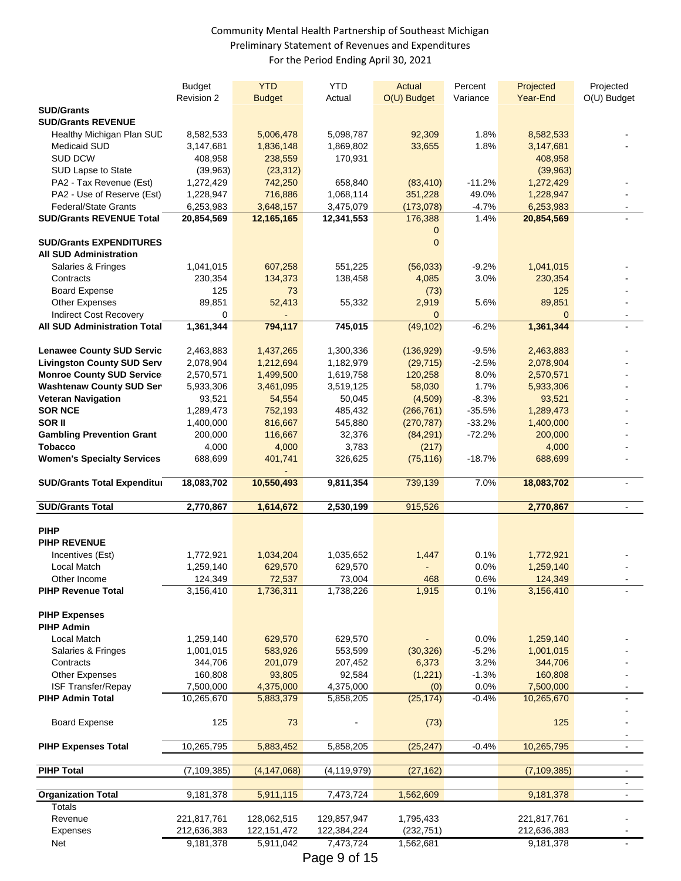Community Mental Health Partnership of Southeast Michigan
Preliminary Statement of Revenues and Expenditures
For the Period Ending April 30, 2021

| | Budget Revision 2 | YTD Budget | YTD Actual | Actual O(U) Budget | Percent Variance | Projected Year-End | Projected O(U) Budget |
|---|---|---|---|---|---|---|---|
| **SUD/Grants** | | | | | | | |
| **SUD/Grants REVENUE** | | | | | | | |
| Healthy Michigan Plan SUD | 8,582,533 | 5,006,478 | 5,098,787 | 92,309 | 1.8% | 8,582,533 | - |
| Medicaid SUD | 3,147,681 | 1,836,148 | 1,869,802 | 33,655 | 1.8% | 3,147,681 | - |
| SUD DCW | 408,958 | 238,559 | 170,931 | | | 408,958 | |
| SUD Lapse to State | (39,963) | (23,312) | | | | (39,963) | |
| PA2 - Tax Revenue (Est) | 1,272,429 | 742,250 | 658,840 | (83,410) | -11.2% | 1,272,429 | - |
| PA2 - Use of Reserve (Est) | 1,228,947 | 716,886 | 1,068,114 | 351,228 | 49.0% | 1,228,947 | - |
| Federal/State Grants | 6,253,983 | 3,648,157 | 3,475,079 | (173,078) | -4.7% | 6,253,983 | - |
| **SUD/Grants REVENUE Total** | **20,854,569** | **12,165,165** | **12,341,553** | 176,388 | 1.4% | **20,854,569** | - |
| | | | | 0 | | | |
| **SUD/Grants EXPENDITURES** | | | | 0 | | | |
| **All SUD Administration** | | | | | | | |
| Salaries & Fringes | 1,041,015 | 607,258 | 551,225 | (56,033) | -9.2% | 1,041,015 | - |
| Contracts | 230,354 | 134,373 | 138,458 | 4,085 | 3.0% | 230,354 | - |
| Board Expense | 125 | 73 | | (73) | | 125 | - |
| Other Expenses | 89,851 | 52,413 | 55,332 | 2,919 | 5.6% | 89,851 | - |
| Indirect Cost Recovery | 0 | - | | 0 | | 0 | - |
| **All SUD Administration Total** | **1,361,344** | **794,117** | **745,015** | (49,102) | -6.2% | **1,361,344** | - |
| | | | | | | | |
| **Lenawee County SUD Servic** | 2,463,883 | 1,437,265 | 1,300,336 | (136,929) | -9.5% | 2,463,883 | - |
| **Livingston County SUD Serv** | 2,078,904 | 1,212,694 | 1,182,979 | (29,715) | -2.5% | 2,078,904 | - |
| **Monroe County SUD Service** | 2,570,571 | 1,499,500 | 1,619,758 | 120,258 | 8.0% | 2,570,571 | - |
| **Washtenaw County SUD Ser** | 5,933,306 | 3,461,095 | 3,519,125 | 58,030 | 1.7% | 5,933,306 | - |
| **Veteran Navigation** | 93,521 | 54,554 | 50,045 | (4,509) | -8.3% | 93,521 | - |
| **SOR NCE** | 1,289,473 | 752,193 | 485,432 | (266,761) | -35.5% | 1,289,473 | - |
| **SOR II** | 1,400,000 | 816,667 | 545,880 | (270,787) | -33.2% | 1,400,000 | - |
| **Gambling Prevention Grant** | 200,000 | 116,667 | 32,376 | (84,291) | -72.2% | 200,000 | - |
| **Tobacco** | 4,000 | 4,000 | 3,783 | (217) | | 4,000 | - |
| **Women's Specialty Services** | 688,699 | 401,741 | 326,625 | (75,116) | -18.7% | 688,699 | - |
| | | - | | | | | |
| **SUD/Grants Total Expenditur** | **18,083,702** | **10,550,493** | **9,811,354** | 739,139 | 7.0% | **18,083,702** | - |
| | | | | | | | |
| **SUD/Grants Total** | **2,770,867** | **1,614,672** | **2,530,199** | 915,526 | | **2,770,867** | - |
| | | | | | | | |
| **PIHP** | | | | | | | |
| **PIHP REVENUE** | | | | | | | |
| Incentives (Est) | 1,772,921 | 1,034,204 | 1,035,652 | 1,447 | 0.1% | 1,772,921 | - |
| Local Match | 1,259,140 | 629,570 | 629,570 | - | 0.0% | 1,259,140 | - |
| Other Income | 124,349 | 72,537 | 73,004 | 468 | 0.6% | 124,349 | - |
| **PIHP Revenue Total** | 3,156,410 | 1,736,311 | 1,738,226 | 1,915 | 0.1% | 3,156,410 | - |
| | | | | | | | |
| **PIHP Expenses** | | | | | | | |
| **PIHP Admin** | | | | | | | |
| Local Match | 1,259,140 | 629,570 | 629,570 | - | 0.0% | 1,259,140 | - |
| Salaries & Fringes | 1,001,015 | 583,926 | 553,599 | (30,326) | -5.2% | 1,001,015 | - |
| Contracts | 344,706 | 201,079 | 207,452 | 6,373 | 3.2% | 344,706 | - |
| Other Expenses | 160,808 | 93,805 | 92,584 | (1,221) | -1.3% | 160,808 | - |
| ISF Transfer/Repay | 7,500,000 | 4,375,000 | 4,375,000 | (0) | 0.0% | 7,500,000 | - |
| **PIHP Admin Total** | 10,265,670 | 5,883,379 | 5,858,205 | (25,174) | -0.4% | 10,265,670 | - |
| | | | | | | | - |
| Board Expense | 125 | 73 | - | (73) | | 125 | - |
| | | | | | | | - |
| **PIHP Expenses Total** | 10,265,795 | 5,883,452 | 5,858,205 | (25,247) | -0.4% | 10,265,795 | - |
| | | | | | | | |
| **PIHP Total** | (7,109,385) | (4,147,068) | (4,119,979) | (27,162) | | (7,109,385) | - |
| | | | | | | | - |
| **Organization Total** | 9,181,378 | 5,911,115 | 7,473,724 | 1,562,609 | | 9,181,378 | - |
| Totals | | | | | | | |
| Revenue | 221,817,761 | 128,062,515 | 129,857,947 | 1,795,433 | | 221,817,761 | - |
| Expenses | 212,636,383 | 122,151,472 | 122,384,224 | (232,751) | | 212,636,383 | - |
| Net | 9,181,378 | 5,911,042 | 7,473,724 | 1,562,681 | | 9,181,378 | - |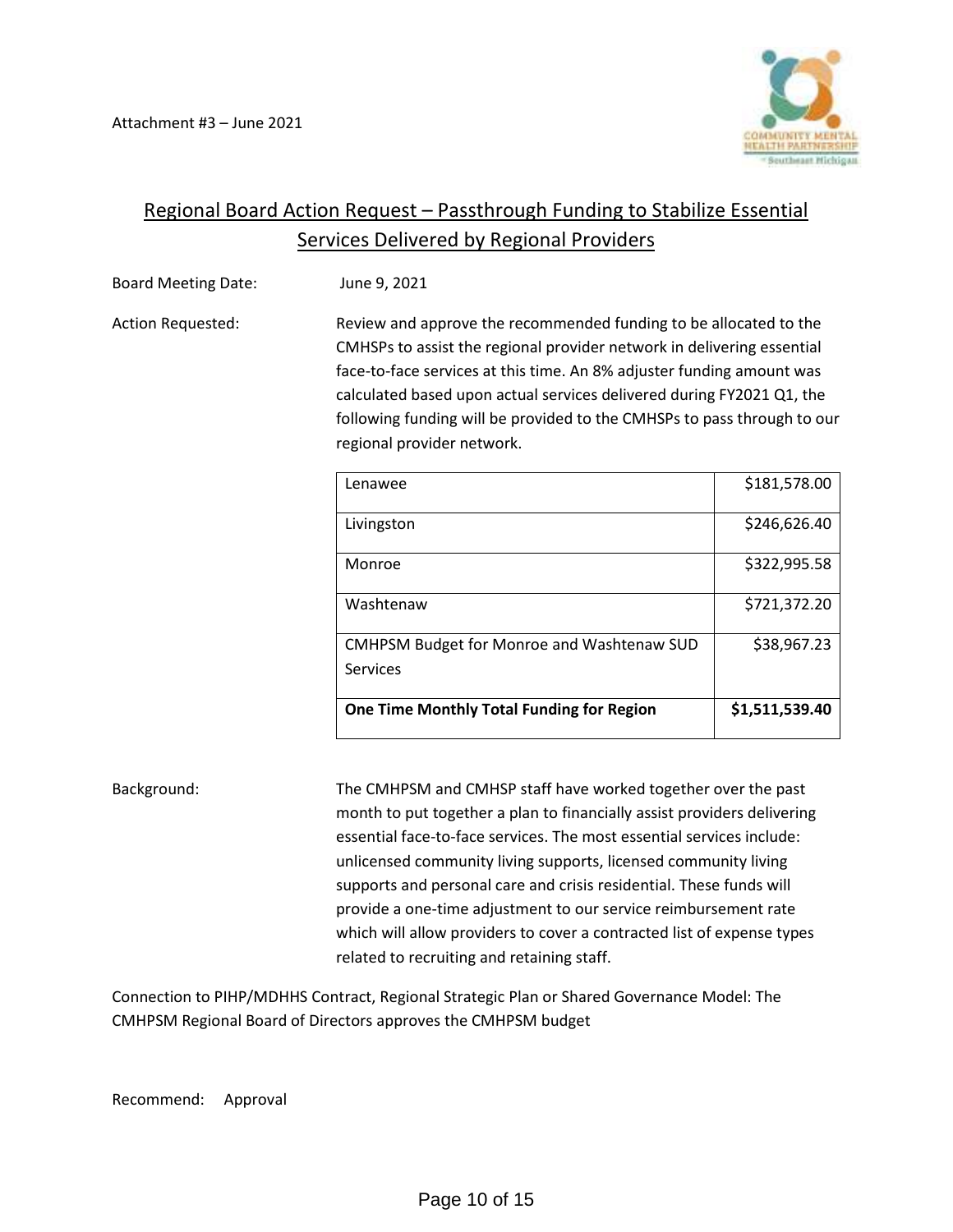Attachment #3 – June 2021

## Regional Board Action Request – Passthrough Funding to Stabilize Essential Services Delivered by Regional Providers

Board Meeting Date: June 9, 2021

Action Requested: Review and approve the recommended funding to be allocated to the CMHSPs to assist the regional provider network in delivering essential face-to-face services at this time. An 8% adjuster funding amount was calculated based upon actual services delivered during FY2021 Q1, the following funding will be provided to the CMHSPs to pass through to our regional provider network.

| | |
|---|---:|
| Lenawee | $181,578.00 |
| Livingston | $246,626.40 |
| Monroe | $322,995.58 |
| Washtenaw | $721,372.20 |
| CMHPSM Budget for Monroe and Washtenaw SUD Services | $38,967.23 |
| **One Time Monthly Total Funding for Region** | **$1,511,539.40** |

Background: The CMHPSM and CMHSP staff have worked together over the past month to put together a plan to financially assist providers delivering essential face-to-face services. The most essential services include: unlicensed community living supports, licensed community living supports and personal care and crisis residential. These funds will provide a one-time adjustment to our service reimbursement rate which will allow providers to cover a contracted list of expense types related to recruiting and retaining staff.

Connection to PIHP/MDHHS Contract, Regional Strategic Plan or Shared Governance Model: The CMHPSM Regional Board of Directors approves the CMHPSM budget

Recommend: Approval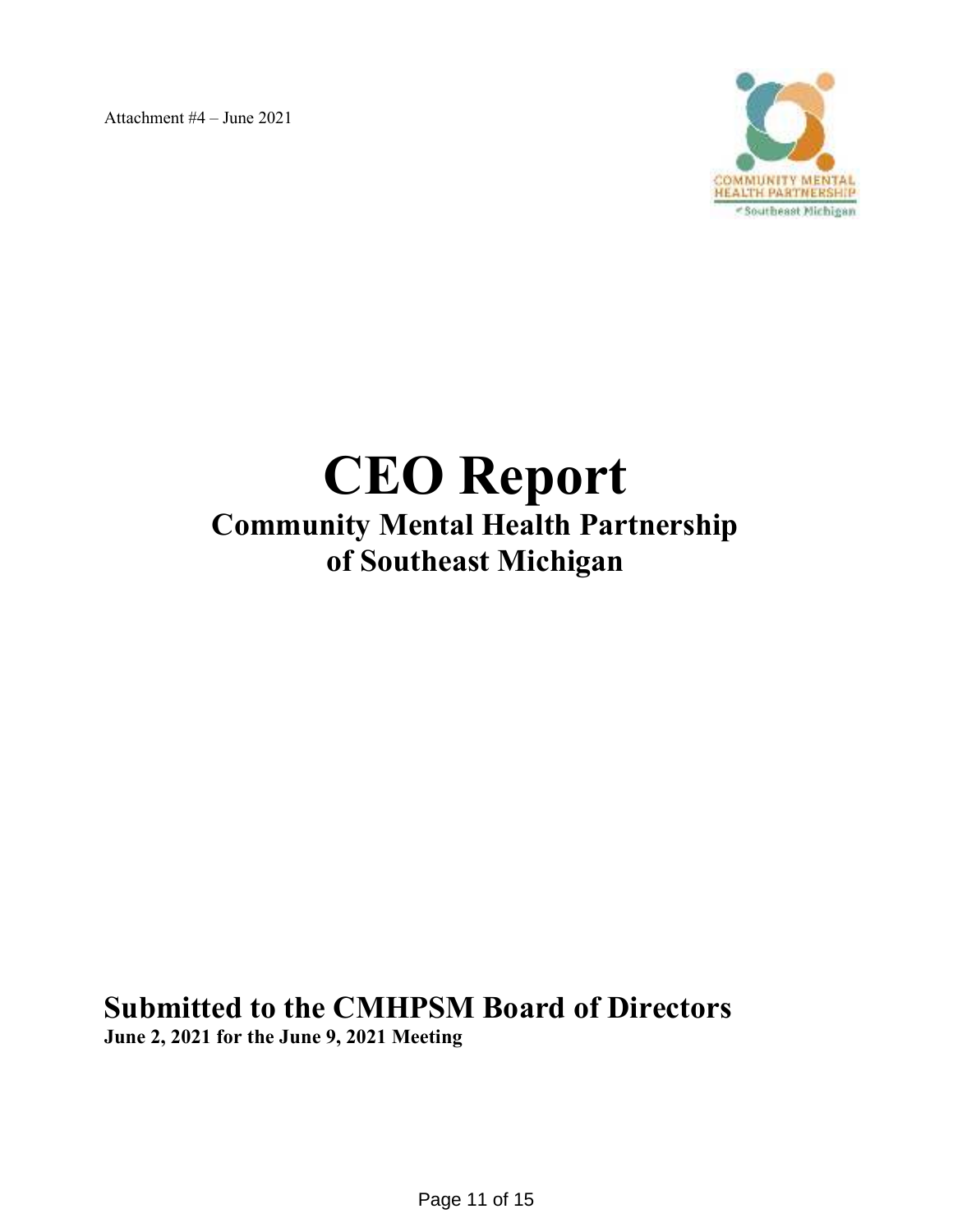Attachment #4 – June 2021

# CEO Report

## Community Mental Health Partnership of Southeast Michigan

## Submitted to the CMHPSM Board of Directors

**June 2, 2021 for the June 9, 2021 Meeting**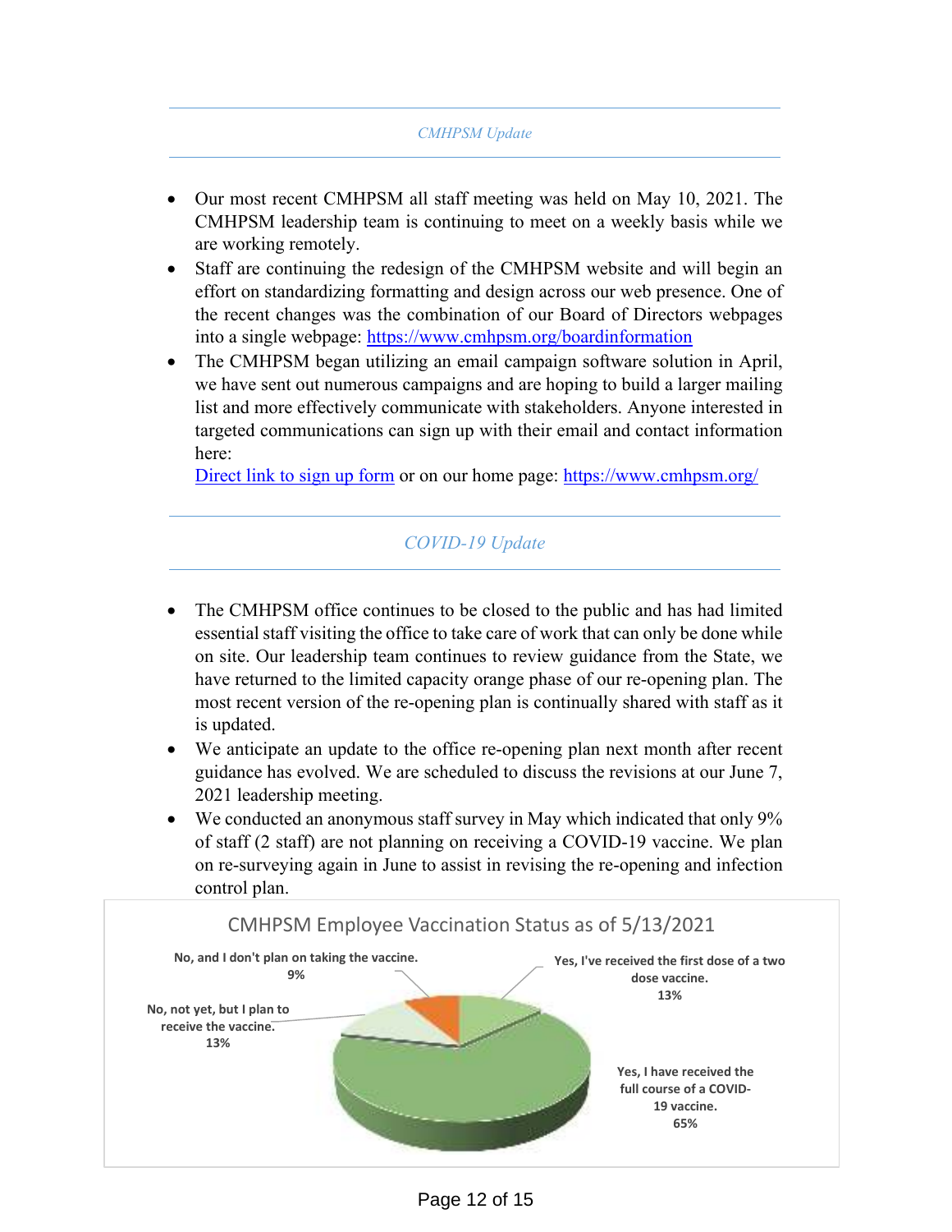## CMHPSM Update

- Our most recent CMHPSM all staff meeting was held on May 10, 2021. The CMHPSM leadership team is continuing to meet on a weekly basis while we are working remotely.
- Staff are continuing the redesign of the CMHPSM website and will begin an effort on standardizing formatting and design across our web presence. One of the recent changes was the combination of our Board of Directors webpages into a single webpage: [https://www.cmhpsm.org/boardinformation](https://www.cmhpsm.org/boardinformation)
- The CMHPSM began utilizing an email campaign software solution in April, we have sent out numerous campaigns and are hoping to build a larger mailing list and more effectively communicate with stakeholders. Anyone interested in targeted communications can sign up with their email and contact information here:
  Direct link to sign up form or on our home page: [https://www.cmhpsm.org/](https://www.cmhpsm.org/)

## COVID-19 Update

- The CMHPSM office continues to be closed to the public and has had limited essential staff visiting the office to take care of work that can only be done while on site. Our leadership team continues to review guidance from the State, we have returned to the limited capacity orange phase of our re-opening plan. The most recent version of the re-opening plan is continually shared with staff as it is updated.
- We anticipate an update to the office re-opening plan next month after recent guidance has evolved. We are scheduled to discuss the revisions at our June 7, 2021 leadership meeting.
- We conducted an anonymous staff survey in May which indicated that only 9% of staff (2 staff) are not planning on receiving a COVID-19 vaccine. We plan on re-surveying again in June to assist in revising the re-opening and infection control plan.

**CMHPSM Employee Vaccination Status as of 5/13/2021**

| Response | Percent |
|---|---|
| Yes, I have received the full course of a COVID-19 vaccine. | 65% |
| Yes, I've received the first dose of a two dose vaccine. | 13% |
| No, not yet, but I plan to receive the vaccine. | 13% |
| No, and I don't plan on taking the vaccine. | 9% |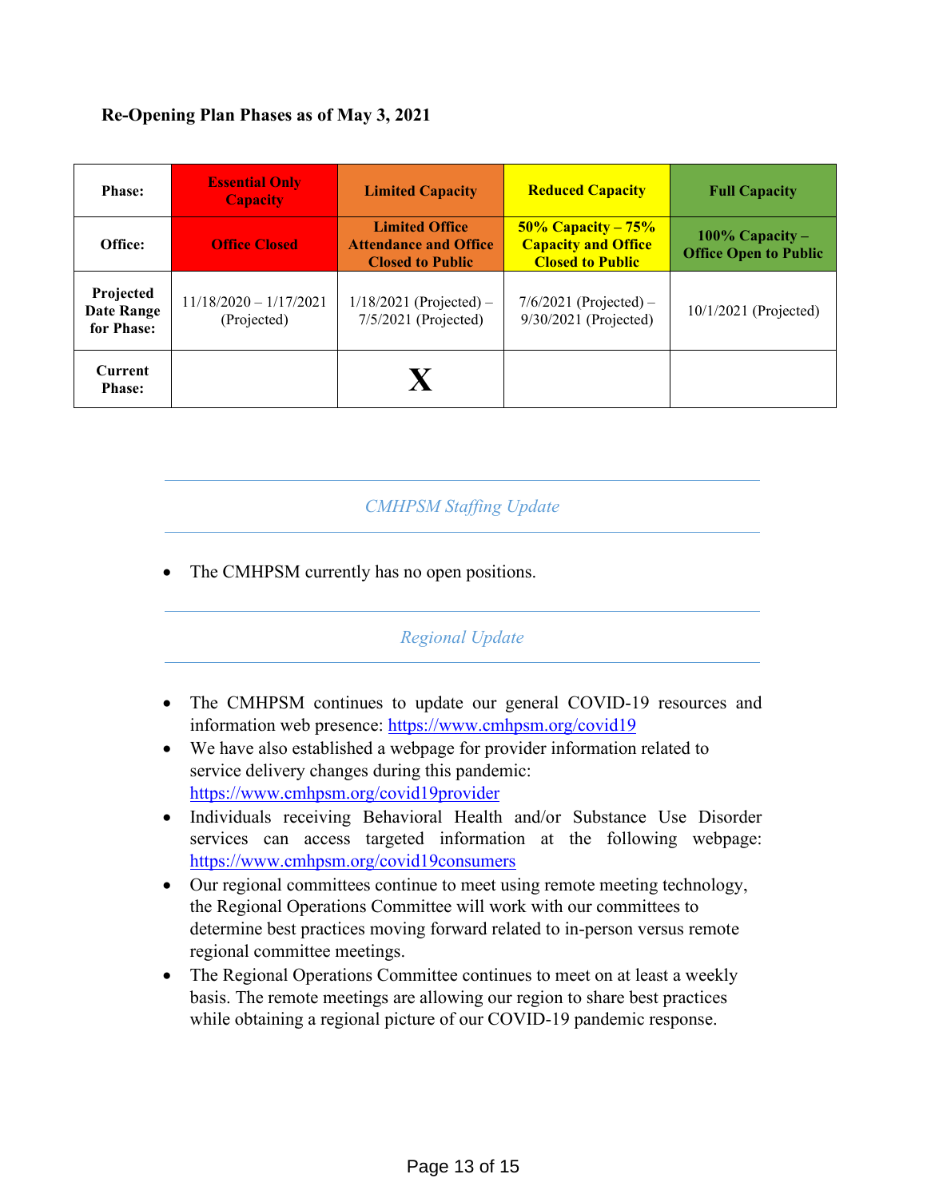**Re-Opening Plan Phases as of May 3, 2021**

| Phase: | Essential Only Capacity | Limited Capacity | Reduced Capacity | Full Capacity |
|---|---|---|---|---|
| Office: | Office Closed | Limited Office Attendance and Office Closed to Public | 50% Capacity – 75% Capacity and Office Closed to Public | 100% Capacity – Office Open to Public |
| Projected Date Range for Phase: | 11/18/2020 – 1/17/2021 (Projected) | 1/18/2021 (Projected) – 7/5/2021 (Projected) | 7/6/2021 (Projected) – 9/30/2021 (Projected) | 10/1/2021 (Projected) |
| Current Phase: | | X | | |

*CMHPSM Staffing Update*

- The CMHPSM currently has no open positions.

*Regional Update*

- The CMHPSM continues to update our general COVID-19 resources and information web presence: https://www.cmhpsm.org/covid19
- We have also established a webpage for provider information related to service delivery changes during this pandemic: https://www.cmhpsm.org/covid19provider
- Individuals receiving Behavioral Health and/or Substance Use Disorder services can access targeted information at the following webpage: https://www.cmhpsm.org/covid19consumers
- Our regional committees continue to meet using remote meeting technology, the Regional Operations Committee will work with our committees to determine best practices moving forward related to in-person versus remote regional committee meetings.
- The Regional Operations Committee continues to meet on at least a weekly basis. The remote meetings are allowing our region to share best practices while obtaining a regional picture of our COVID-19 pandemic response.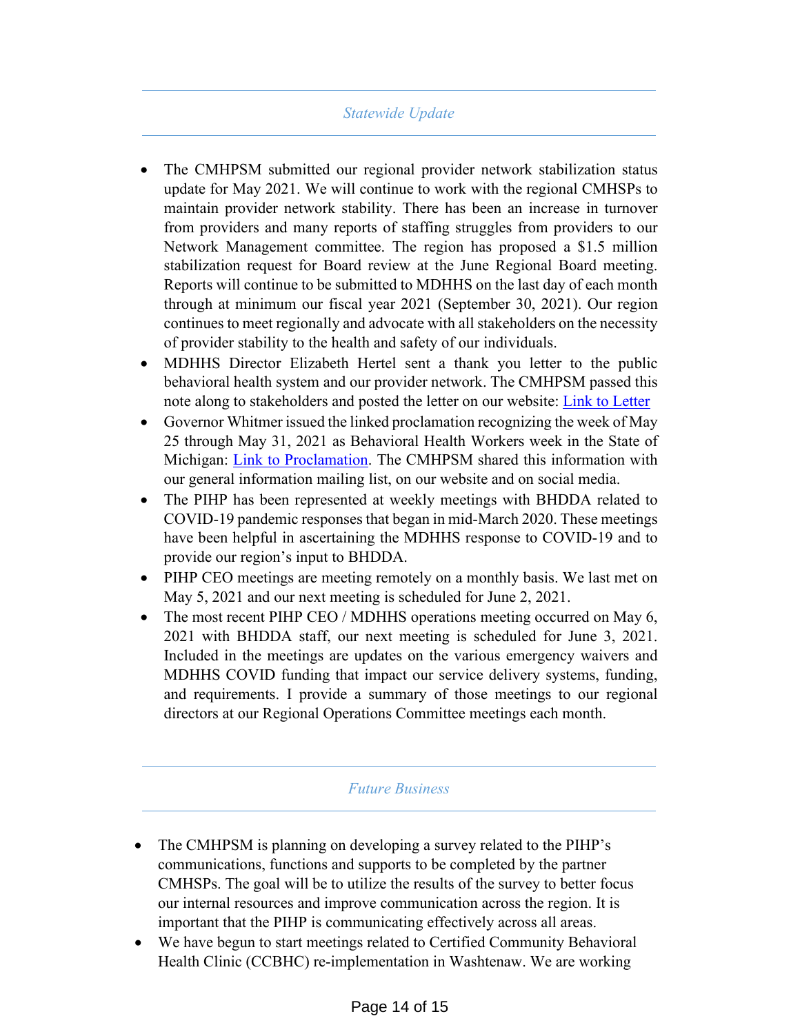## *Statewide Update*

- The CMHPSM submitted our regional provider network stabilization status update for May 2021. We will continue to work with the regional CMHSPs to maintain provider network stability. There has been an increase in turnover from providers and many reports of staffing struggles from providers to our Network Management committee. The region has proposed a $1.5 million stabilization request for Board review at the June Regional Board meeting. Reports will continue to be submitted to MDHHS on the last day of each month through at minimum our fiscal year 2021 (September 30, 2021). Our region continues to meet regionally and advocate with all stakeholders on the necessity of provider stability to the health and safety of our individuals.
- MDHHS Director Elizabeth Hertel sent a thank you letter to the public behavioral health system and our provider network. The CMHPSM passed this note along to stakeholders and posted the letter on our website: Link to Letter
- Governor Whitmer issued the linked proclamation recognizing the week of May 25 through May 31, 2021 as Behavioral Health Workers week in the State of Michigan: Link to Proclamation. The CMHPSM shared this information with our general information mailing list, on our website and on social media.
- The PIHP has been represented at weekly meetings with BHDDA related to COVID-19 pandemic responses that began in mid-March 2020. These meetings have been helpful in ascertaining the MDHHS response to COVID-19 and to provide our region's input to BHDDA.
- PIHP CEO meetings are meeting remotely on a monthly basis. We last met on May 5, 2021 and our next meeting is scheduled for June 2, 2021.
- The most recent PIHP CEO / MDHHS operations meeting occurred on May 6, 2021 with BHDDA staff, our next meeting is scheduled for June 3, 2021. Included in the meetings are updates on the various emergency waivers and MDHHS COVID funding that impact our service delivery systems, funding, and requirements. I provide a summary of those meetings to our regional directors at our Regional Operations Committee meetings each month.

## *Future Business*

- The CMHPSM is planning on developing a survey related to the PIHP's communications, functions and supports to be completed by the partner CMHSPs. The goal will be to utilize the results of the survey to better focus our internal resources and improve communication across the region. It is important that the PIHP is communicating effectively across all areas.
- We have begun to start meetings related to Certified Community Behavioral Health Clinic (CCBHC) re-implementation in Washtenaw. We are working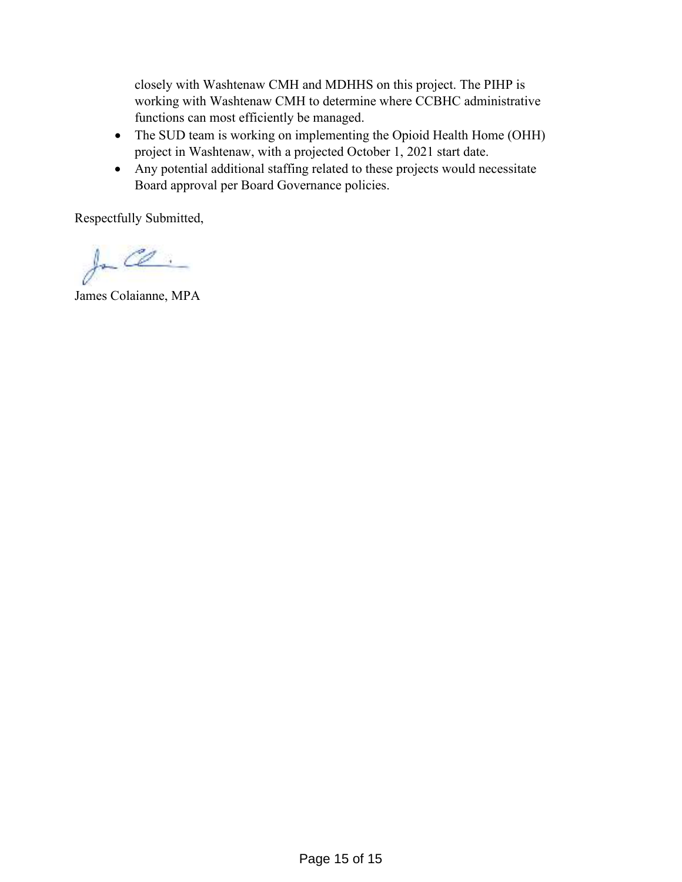closely with Washtenaw CMH and MDHHS on this project. The PIHP is working with Washtenaw CMH to determine where CCBHC administrative functions can most efficiently be managed.

- The SUD team is working on implementing the Opioid Health Home (OHH) project in Washtenaw, with a projected October 1, 2021 start date.
- Any potential additional staffing related to these projects would necessitate Board approval per Board Governance policies.

Respectfully Submitted,

James Colaianne, MPA